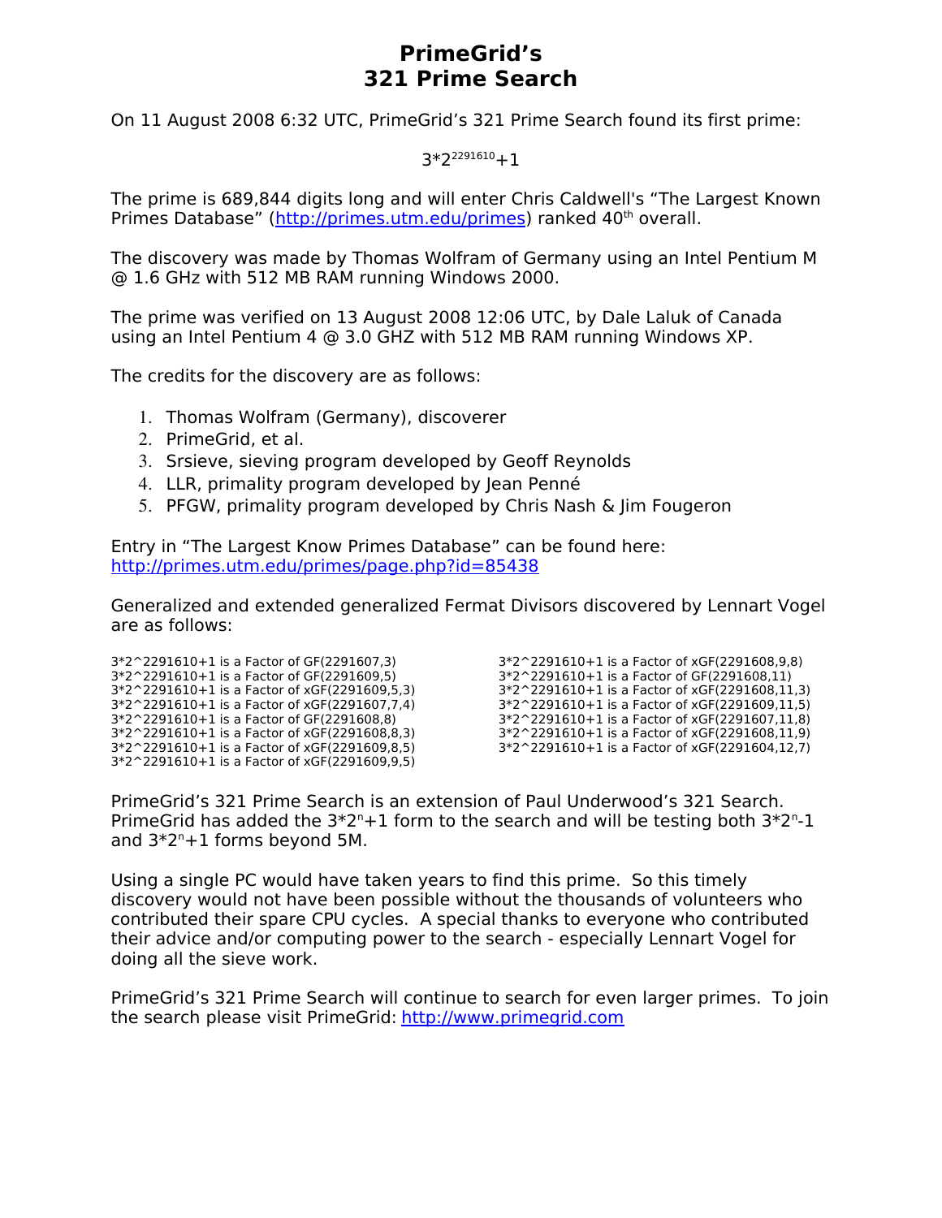# PrimeGrid's 321 Prime Search

On 11 August 2008 6:32 UTC, PrimeGrid's 321 Prime Search found its first prime:

$$3*2^{2291610}+1$$

The prime is 689,844 digits long and will enter Chris Caldwell's "The Largest Known Primes Database" (http://primes.utm.edu/primes) ranked 40th overall.

The discovery was made by Thomas Wolfram of Germany using an Intel Pentium M @ 1.6 GHz with 512 MB RAM running Windows 2000.

The prime was verified on 13 August 2008 12:06 UTC, by Dale Laluk of Canada using an Intel Pentium 4 @ 3.0 GHZ with 512 MB RAM running Windows XP.

The credits for the discovery are as follows:

1. Thomas Wolfram (Germany), discoverer
2. PrimeGrid, et al.
3. Srsieve, sieving program developed by Geoff Reynolds
4. LLR, primality program developed by Jean Penné
5. PFGW, primality program developed by Chris Nash & Jim Fougeron

Entry in "The Largest Know Primes Database" can be found here:
http://primes.utm.edu/primes/page.php?id=85438

Generalized and extended generalized Fermat Divisors discovered by Lennart Vogel are as follows:

3*2^2291610+1 is a Factor of GF(2291607,3)
3*2^2291610+1 is a Factor of GF(2291609,5)
3*2^2291610+1 is a Factor of xGF(2291609,5,3)
3*2^2291610+1 is a Factor of xGF(2291607,7,4)
3*2^2291610+1 is a Factor of GF(2291608,8)
3*2^2291610+1 is a Factor of xGF(2291608,8,3)
3*2^2291610+1 is a Factor of xGF(2291609,8,5)
3*2^2291610+1 is a Factor of xGF(2291609,9,5)
3*2^2291610+1 is a Factor of xGF(2291608,9,8)
3*2^2291610+1 is a Factor of GF(2291608,11)
3*2^2291610+1 is a Factor of xGF(2291608,11,3)
3*2^2291610+1 is a Factor of xGF(2291609,11,5)
3*2^2291610+1 is a Factor of xGF(2291607,11,8)
3*2^2291610+1 is a Factor of xGF(2291608,11,9)
3*2^2291610+1 is a Factor of xGF(2291604,12,7)

PrimeGrid's 321 Prime Search is an extension of Paul Underwood's 321 Search. PrimeGrid has added the $3*2^n+1$ form to the search and will be testing both $3*2^n-1$ and $3*2^n+1$ forms beyond 5M.

Using a single PC would have taken years to find this prime. So this timely discovery would not have been possible without the thousands of volunteers who contributed their spare CPU cycles. A special thanks to everyone who contributed their advice and/or computing power to the search - especially Lennart Vogel for doing all the sieve work.

PrimeGrid's 321 Prime Search will continue to search for even larger primes. To join the search please visit PrimeGrid: http://www.primegrid.com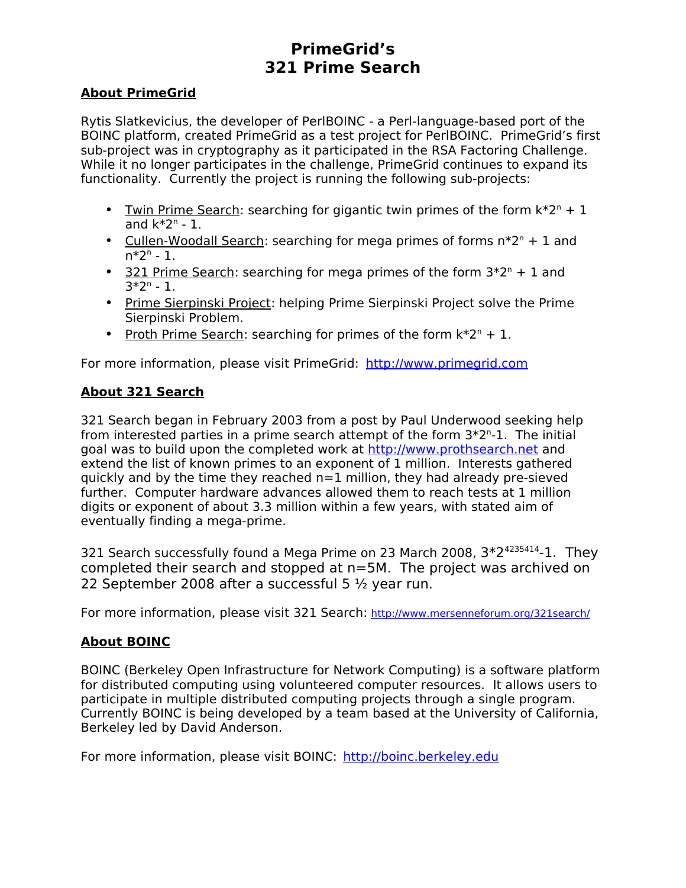# PrimeGrid's
# 321 Prime Search

## About PrimeGrid

Rytis Slatkevicius, the developer of PerlBOINC - a Perl-language-based port of the BOINC platform, created PrimeGrid as a test project for PerlBOINC. PrimeGrid's first sub-project was in cryptography as it participated in the RSA Factoring Challenge. While it no longer participates in the challenge, PrimeGrid continues to expand its functionality. Currently the project is running the following sub-projects:

- Twin Prime Search: searching for gigantic twin primes of the form $k*2^n + 1$ and $k*2^n - 1$.
- Cullen-Woodall Search: searching for mega primes of forms $n*2^n + 1$ and $n*2^n - 1$.
- 321 Prime Search: searching for mega primes of the form $3*2^n + 1$ and $3*2^n - 1$.
- Prime Sierpinski Project: helping Prime Sierpinski Project solve the Prime Sierpinski Problem.
- Proth Prime Search: searching for primes of the form $k*2^n + 1$.

For more information, please visit PrimeGrid: http://www.primegrid.com

## About 321 Search

321 Search began in February 2003 from a post by Paul Underwood seeking help from interested parties in a prime search attempt of the form $3*2^n-1$. The initial goal was to build upon the completed work at http://www.prothsearch.net and extend the list of known primes to an exponent of 1 million. Interests gathered quickly and by the time they reached n=1 million, they had already pre-sieved further. Computer hardware advances allowed them to reach tests at 1 million digits or exponent of about 3.3 million within a few years, with stated aim of eventually finding a mega-prime.

321 Search successfully found a Mega Prime on 23 March 2008, $3*2^{4235414}-1$. They completed their search and stopped at n=5M. The project was archived on 22 September 2008 after a successful 5 ½ year run.

For more information, please visit 321 Search: http://www.mersenneforum.org/321search/

## About BOINC

BOINC (Berkeley Open Infrastructure for Network Computing) is a software platform for distributed computing using volunteered computer resources. It allows users to participate in multiple distributed computing projects through a single program. Currently BOINC is being developed by a team based at the University of California, Berkeley led by David Anderson.

For more information, please visit BOINC: http://boinc.berkeley.edu